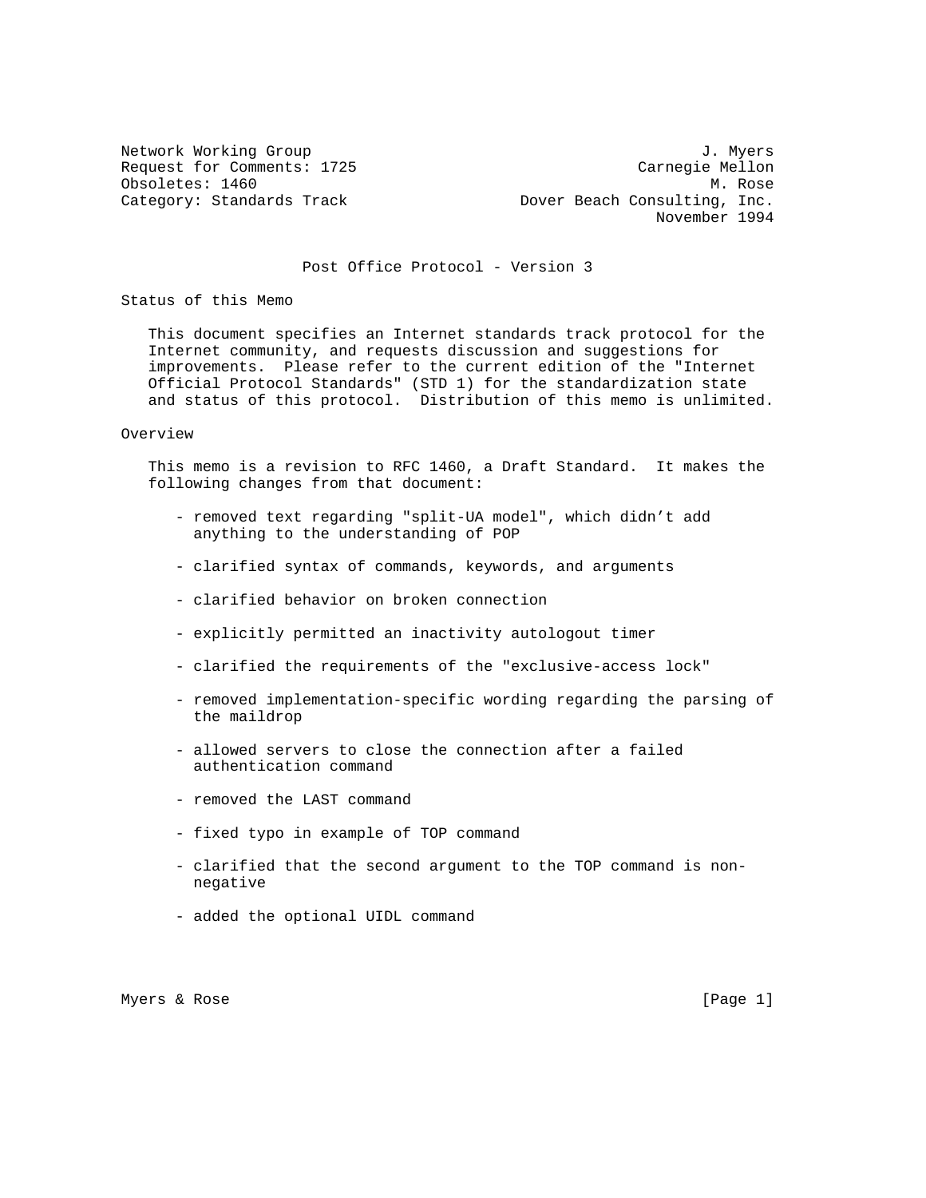Network Working Group — J. Myers
Request for Comments: 1725 — Carnegie Mellon
Obsoletes: 1460 — M. Rose
Category: Standards Track — Dover Beach Consulting, Inc.
November 1994

# Post Office Protocol - Version 3

## Status of this Memo

This document specifies an Internet standards track protocol for the Internet community, and requests discussion and suggestions for improvements. Please refer to the current edition of the "Internet Official Protocol Standards" (STD 1) for the standardization state and status of this protocol. Distribution of this memo is unlimited.

## Overview

This memo is a revision to RFC 1460, a Draft Standard. It makes the following changes from that document:

- removed text regarding "split-UA model", which didn't add anything to the understanding of POP

- clarified syntax of commands, keywords, and arguments

- clarified behavior on broken connection

- explicitly permitted an inactivity autologout timer

- clarified the requirements of the "exclusive-access lock"

- removed implementation-specific wording regarding the parsing of the maildrop

- allowed servers to close the connection after a failed authentication command

- removed the LAST command

- fixed typo in example of TOP command

- clarified that the second argument to the TOP command is non-negative

- added the optional UIDL command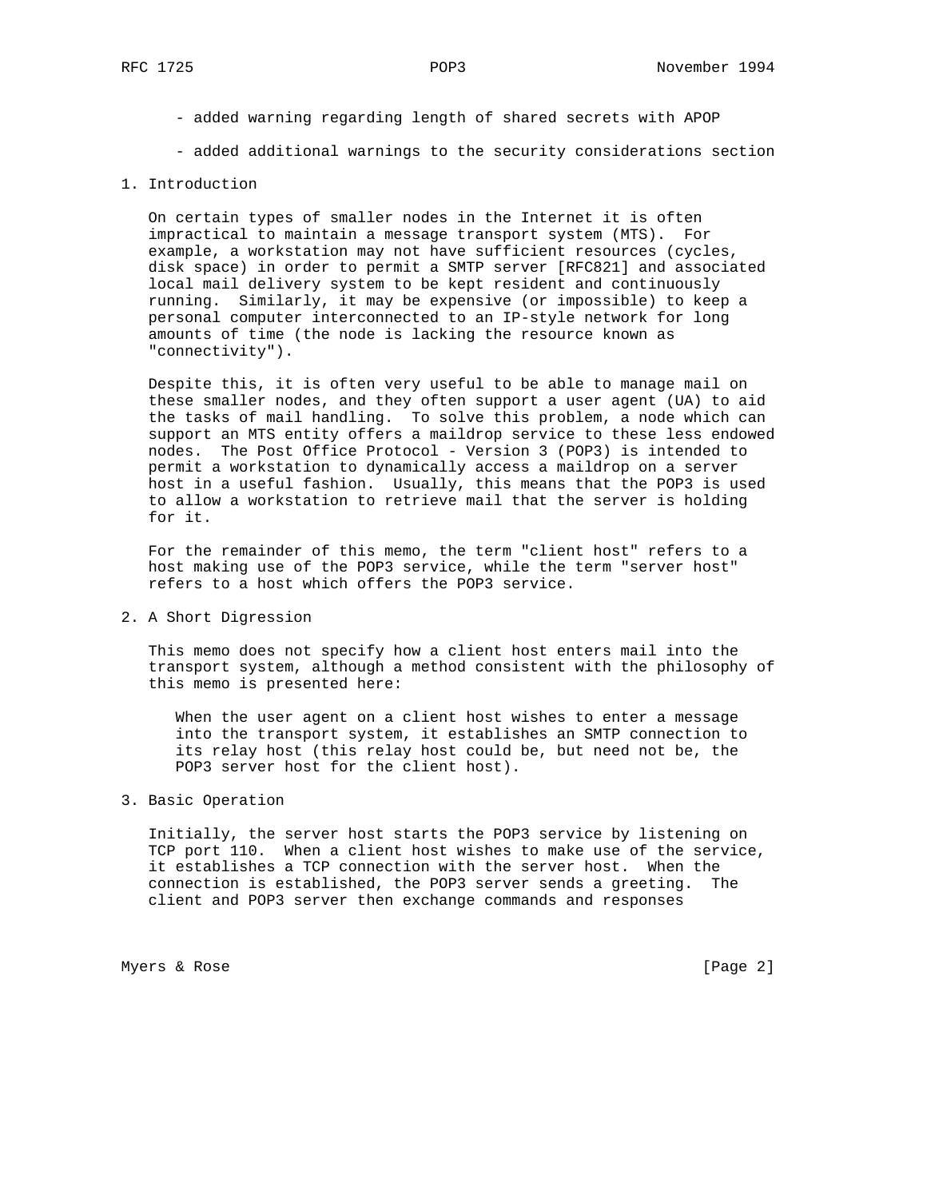- added warning regarding length of shared secrets with APOP

- added additional warnings to the security considerations section

## 1. Introduction

On certain types of smaller nodes in the Internet it is often impractical to maintain a message transport system (MTS). For example, a workstation may not have sufficient resources (cycles, disk space) in order to permit a SMTP server [RFC821] and associated local mail delivery system to be kept resident and continuously running. Similarly, it may be expensive (or impossible) to keep a personal computer interconnected to an IP-style network for long amounts of time (the node is lacking the resource known as "connectivity").

Despite this, it is often very useful to be able to manage mail on these smaller nodes, and they often support a user agent (UA) to aid the tasks of mail handling. To solve this problem, a node which can support an MTS entity offers a maildrop service to these less endowed nodes. The Post Office Protocol - Version 3 (POP3) is intended to permit a workstation to dynamically access a maildrop on a server host in a useful fashion. Usually, this means that the POP3 is used to allow a workstation to retrieve mail that the server is holding for it.

For the remainder of this memo, the term "client host" refers to a host making use of the POP3 service, while the term "server host" refers to a host which offers the POP3 service.

## 2. A Short Digression

This memo does not specify how a client host enters mail into the transport system, although a method consistent with the philosophy of this memo is presented here:

> When the user agent on a client host wishes to enter a message into the transport system, it establishes an SMTP connection to its relay host (this relay host could be, but need not be, the POP3 server host for the client host).

## 3. Basic Operation

Initially, the server host starts the POP3 service by listening on TCP port 110. When a client host wishes to make use of the service, it establishes a TCP connection with the server host. When the connection is established, the POP3 server sends a greeting. The client and POP3 server then exchange commands and responses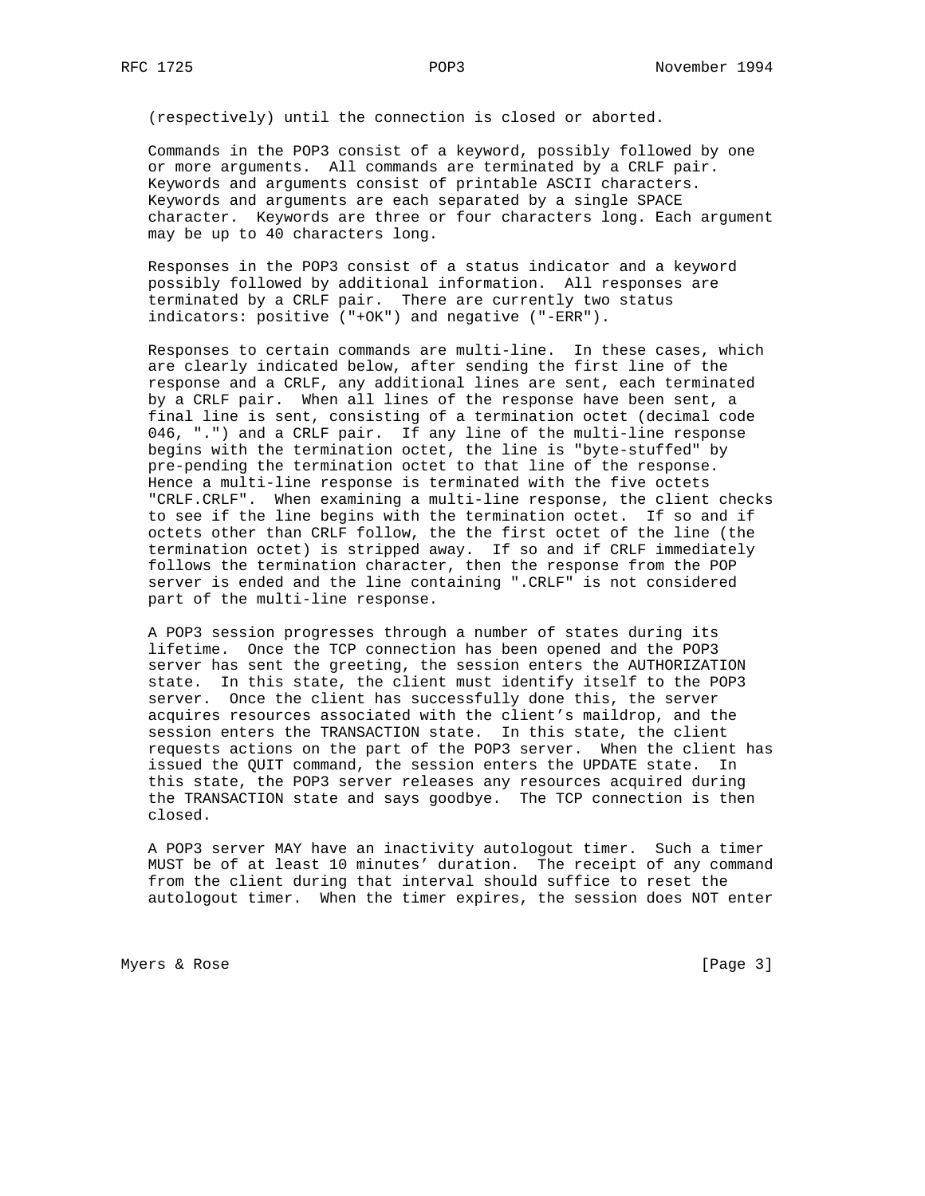(respectively) until the connection is closed or aborted.

Commands in the POP3 consist of a keyword, possibly followed by one or more arguments. All commands are terminated by a CRLF pair. Keywords and arguments consist of printable ASCII characters. Keywords and arguments are each separated by a single SPACE character. Keywords are three or four characters long. Each argument may be up to 40 characters long.

Responses in the POP3 consist of a status indicator and a keyword possibly followed by additional information. All responses are terminated by a CRLF pair. There are currently two status indicators: positive ("+OK") and negative ("-ERR").

Responses to certain commands are multi-line. In these cases, which are clearly indicated below, after sending the first line of the response and a CRLF, any additional lines are sent, each terminated by a CRLF pair. When all lines of the response have been sent, a final line is sent, consisting of a termination octet (decimal code 046, ".") and a CRLF pair. If any line of the multi-line response begins with the termination octet, the line is "byte-stuffed" by pre-pending the termination octet to that line of the response. Hence a multi-line response is terminated with the five octets "CRLF.CRLF". When examining a multi-line response, the client checks to see if the line begins with the termination octet. If so and if octets other than CRLF follow, the the first octet of the line (the termination octet) is stripped away. If so and if CRLF immediately follows the termination character, then the response from the POP server is ended and the line containing ".CRLF" is not considered part of the multi-line response.

A POP3 session progresses through a number of states during its lifetime. Once the TCP connection has been opened and the POP3 server has sent the greeting, the session enters the AUTHORIZATION state. In this state, the client must identify itself to the POP3 server. Once the client has successfully done this, the server acquires resources associated with the client's maildrop, and the session enters the TRANSACTION state. In this state, the client requests actions on the part of the POP3 server. When the client has issued the QUIT command, the session enters the UPDATE state. In this state, the POP3 server releases any resources acquired during the TRANSACTION state and says goodbye. The TCP connection is then closed.

A POP3 server MAY have an inactivity autologout timer. Such a timer MUST be of at least 10 minutes' duration. The receipt of any command from the client during that interval should suffice to reset the autologout timer. When the timer expires, the session does NOT enter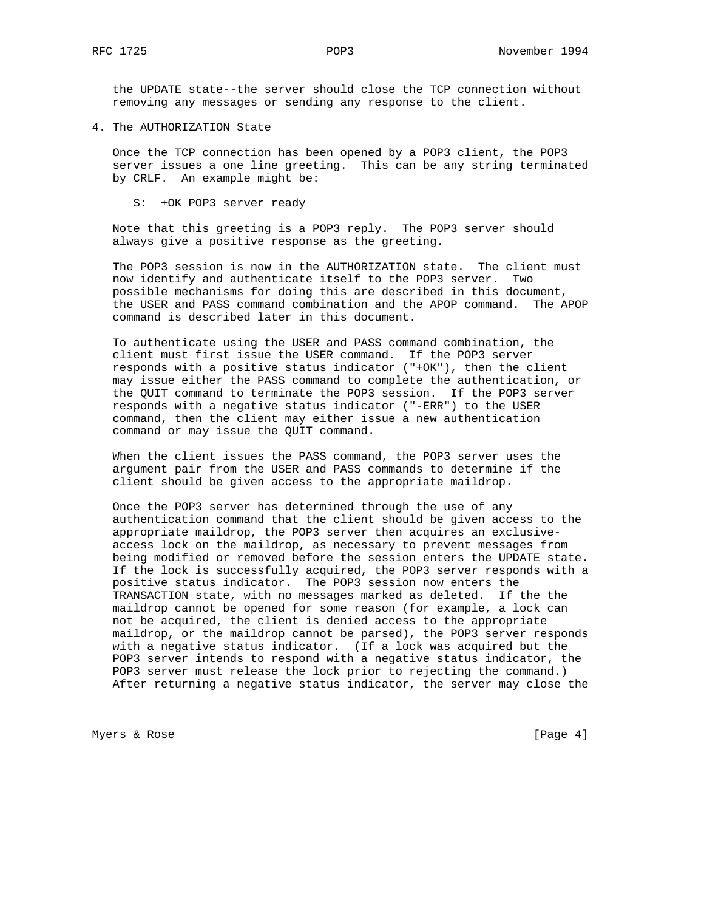the UPDATE state--the server should close the TCP connection without removing any messages or sending any response to the client.

## 4. The AUTHORIZATION State

Once the TCP connection has been opened by a POP3 client, the POP3 server issues a one line greeting. This can be any string terminated by CRLF. An example might be:

```
S:  +OK POP3 server ready
```

Note that this greeting is a POP3 reply. The POP3 server should always give a positive response as the greeting.

The POP3 session is now in the AUTHORIZATION state. The client must now identify and authenticate itself to the POP3 server. Two possible mechanisms for doing this are described in this document, the USER and PASS command combination and the APOP command. The APOP command is described later in this document.

To authenticate using the USER and PASS command combination, the client must first issue the USER command. If the POP3 server responds with a positive status indicator ("+OK"), then the client may issue either the PASS command to complete the authentication, or the QUIT command to terminate the POP3 session. If the POP3 server responds with a negative status indicator ("-ERR") to the USER command, then the client may either issue a new authentication command or may issue the QUIT command.

When the client issues the PASS command, the POP3 server uses the argument pair from the USER and PASS commands to determine if the client should be given access to the appropriate maildrop.

Once the POP3 server has determined through the use of any authentication command that the client should be given access to the appropriate maildrop, the POP3 server then acquires an exclusive-access lock on the maildrop, as necessary to prevent messages from being modified or removed before the session enters the UPDATE state. If the lock is successfully acquired, the POP3 server responds with a positive status indicator. The POP3 session now enters the TRANSACTION state, with no messages marked as deleted. If the the maildrop cannot be opened for some reason (for example, a lock can not be acquired, the client is denied access to the appropriate maildrop, or the maildrop cannot be parsed), the POP3 server responds with a negative status indicator. (If a lock was acquired but the POP3 server intends to respond with a negative status indicator, the POP3 server must release the lock prior to rejecting the command.) After returning a negative status indicator, the server may close the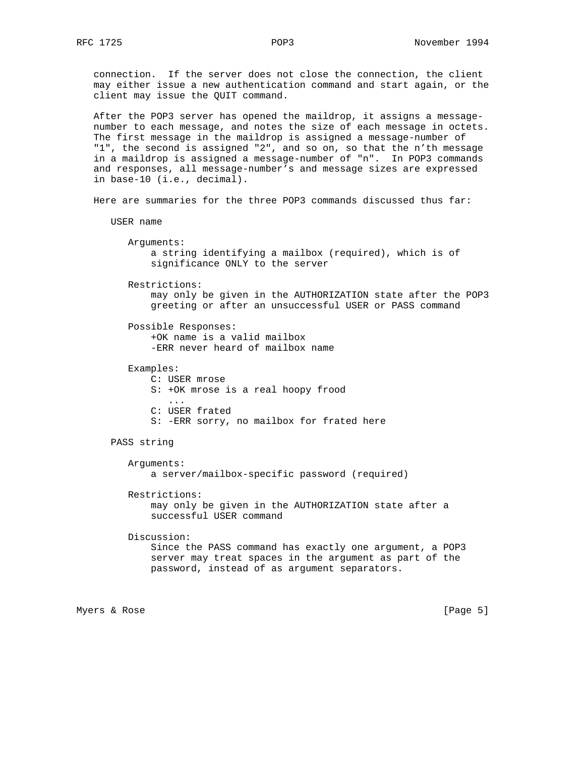connection. If the server does not close the connection, the client may either issue a new authentication command and start again, or the client may issue the QUIT command.

After the POP3 server has opened the maildrop, it assigns a message-number to each message, and notes the size of each message in octets. The first message in the maildrop is assigned a message-number of "1", the second is assigned "2", and so on, so that the n'th message in a maildrop is assigned a message-number of "n". In POP3 commands and responses, all message-number's and message sizes are expressed in base-10 (i.e., decimal).

Here are summaries for the three POP3 commands discussed thus far:

```
   USER name

      Arguments:
          a string identifying a mailbox (required), which is of
          significance ONLY to the server

      Restrictions:
          may only be given in the AUTHORIZATION state after the POP3
          greeting or after an unsuccessful USER or PASS command

      Possible Responses:
          +OK name is a valid mailbox
          -ERR never heard of mailbox name

      Examples:
          C: USER mrose
          S: +OK mrose is a real hoopy frood
             ...
          C: USER frated
          S: -ERR sorry, no mailbox for frated here

   PASS string

      Arguments:
          a server/mailbox-specific password (required)

      Restrictions:
          may only be given in the AUTHORIZATION state after a
          successful USER command

      Discussion:
          Since the PASS command has exactly one argument, a POP3
          server may treat spaces in the argument as part of the
          password, instead of as argument separators.
```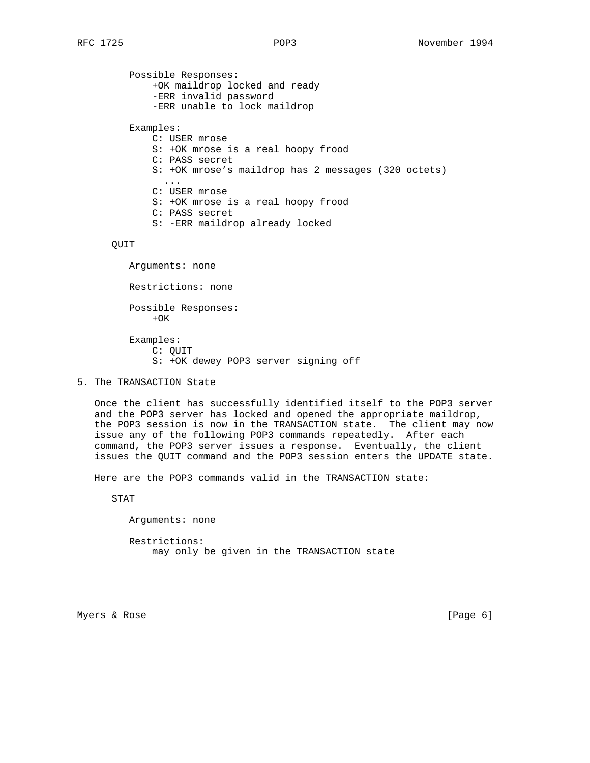Possible Responses:
    +OK maildrop locked and ready
    -ERR invalid password
    -ERR unable to lock maildrop

Examples:

```
C: USER mrose
S: +OK mrose is a real hoopy frood
C: PASS secret
S: +OK mrose's maildrop has 2 messages (320 octets)
  ...
C: USER mrose
S: +OK mrose is a real hoopy frood
C: PASS secret
S: -ERR maildrop already locked
```

QUIT

Arguments: none

Restrictions: none

Possible Responses:
    +OK

Examples:

```
C: QUIT
S: +OK dewey POP3 server signing off
```

## 5. The TRANSACTION State

Once the client has successfully identified itself to the POP3 server and the POP3 server has locked and opened the appropriate maildrop, the POP3 session is now in the TRANSACTION state. The client may now issue any of the following POP3 commands repeatedly. After each command, the POP3 server issues a response. Eventually, the client issues the QUIT command and the POP3 session enters the UPDATE state.

Here are the POP3 commands valid in the TRANSACTION state:

STAT

Arguments: none

Restrictions:
    may only be given in the TRANSACTION state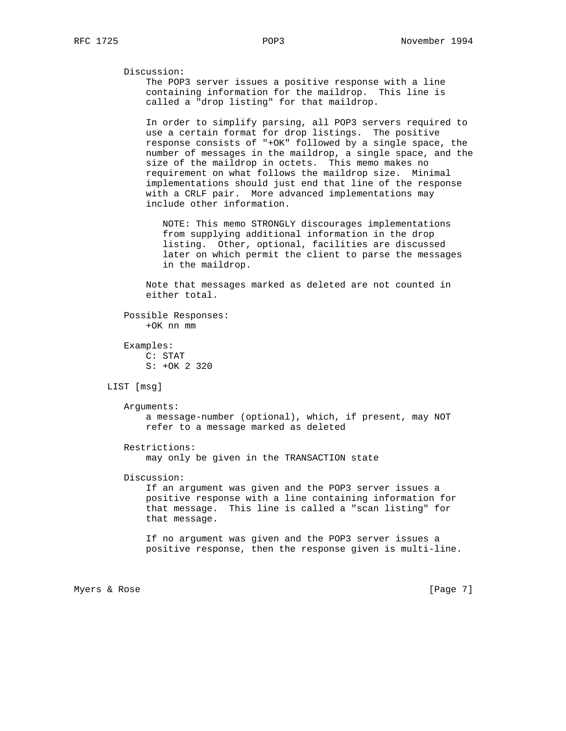Discussion:

The POP3 server issues a positive response with a line containing information for the maildrop. This line is called a "drop listing" for that maildrop.

In order to simplify parsing, all POP3 servers required to use a certain format for drop listings. The positive response consists of "+OK" followed by a single space, the number of messages in the maildrop, a single space, and the size of the maildrop in octets. This memo makes no requirement on what follows the maildrop size. Minimal implementations should just end that line of the response with a CRLF pair. More advanced implementations may include other information.

> NOTE: This memo STRONGLY discourages implementations from supplying additional information in the drop listing. Other, optional, facilities are discussed later on which permit the client to parse the messages in the maildrop.

Note that messages marked as deleted are not counted in either total.

Possible Responses:

```
+OK nn mm
```

Examples:

```
C: STAT
S: +OK 2 320
```

LIST [msg]

Arguments:

a message-number (optional), which, if present, may NOT refer to a message marked as deleted

Restrictions:

may only be given in the TRANSACTION state

Discussion:

If an argument was given and the POP3 server issues a positive response with a line containing information for that message. This line is called a "scan listing" for that message.

If no argument was given and the POP3 server issues a positive response, then the response given is multi-line.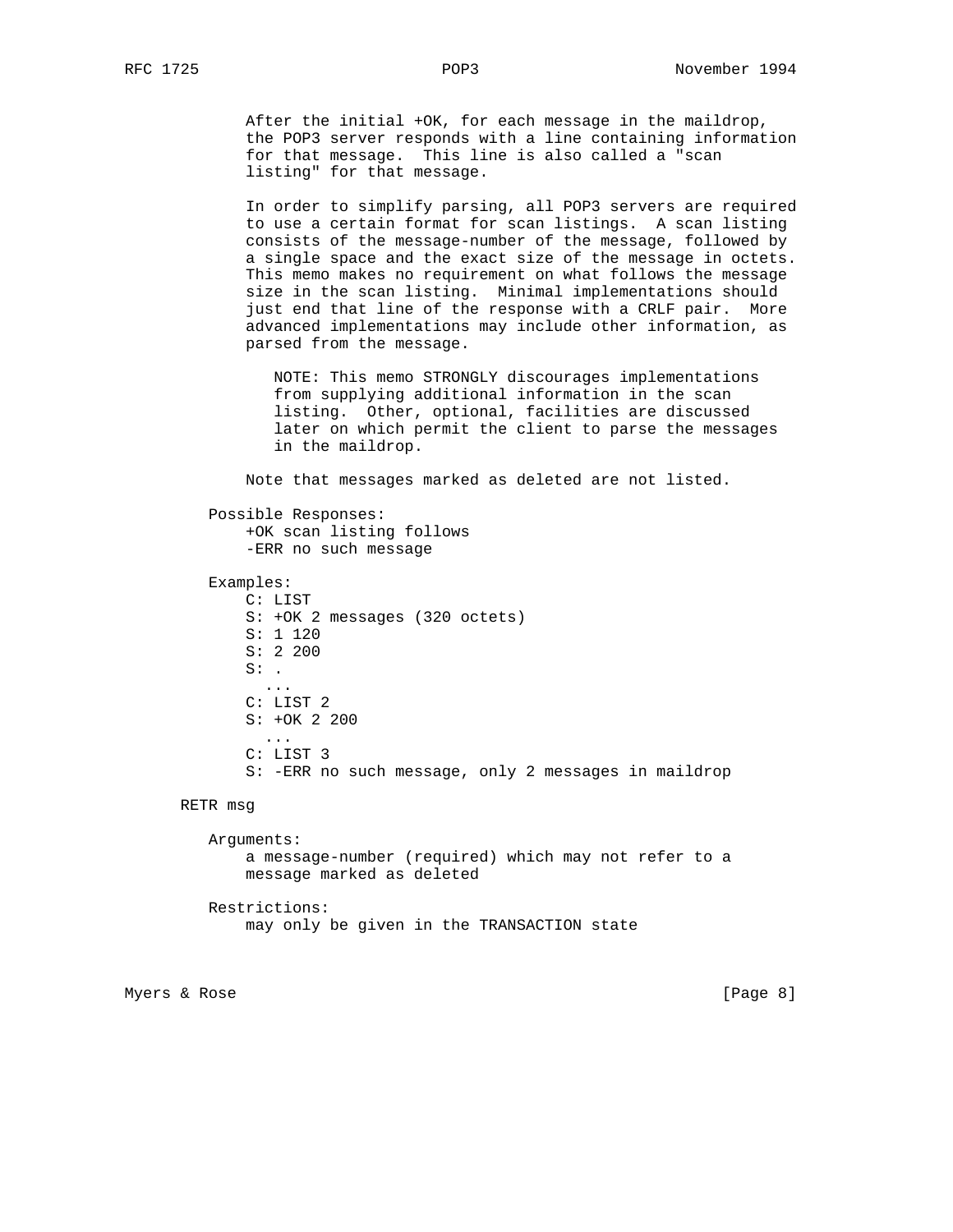After the initial +OK, for each message in the maildrop, the POP3 server responds with a line containing information for that message. This line is also called a "scan listing" for that message.

In order to simplify parsing, all POP3 servers are required to use a certain format for scan listings. A scan listing consists of the message-number of the message, followed by a single space and the exact size of the message in octets. This memo makes no requirement on what follows the message size in the scan listing. Minimal implementations should just end that line of the response with a CRLF pair. More advanced implementations may include other information, as parsed from the message.

> NOTE: This memo STRONGLY discourages implementations from supplying additional information in the scan listing. Other, optional, facilities are discussed later on which permit the client to parse the messages in the maildrop.

Note that messages marked as deleted are not listed.

Possible Responses:

```
+OK scan listing follows
-ERR no such message
```

Examples:

```
C: LIST
S: +OK 2 messages (320 octets)
S: 1 120
S: 2 200
S: .
  ...
C: LIST 2
S: +OK 2 200
  ...
C: LIST 3
S: -ERR no such message, only 2 messages in maildrop
```

RETR msg

Arguments:
a message-number (required) which may not refer to a message marked as deleted

Restrictions:
may only be given in the TRANSACTION state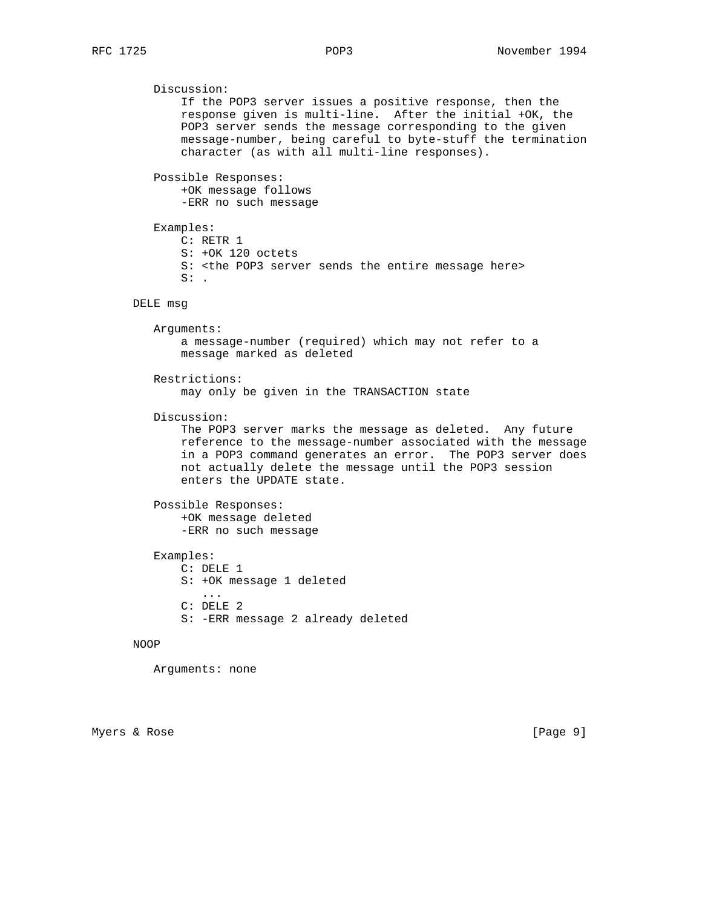Discussion:

If the POP3 server issues a positive response, then the response given is multi-line. After the initial +OK, the POP3 server sends the message corresponding to the given message-number, being careful to byte-stuff the termination character (as with all multi-line responses).

Possible Responses:

+OK message follows
-ERR no such message

Examples:

```
C: RETR 1
S: +OK 120 octets
S: <the POP3 server sends the entire message here>
S: .
```

DELE msg

Arguments:

a message-number (required) which may not refer to a message marked as deleted

Restrictions:

may only be given in the TRANSACTION state

Discussion:

The POP3 server marks the message as deleted. Any future reference to the message-number associated with the message in a POP3 command generates an error. The POP3 server does not actually delete the message until the POP3 session enters the UPDATE state.

Possible Responses:

+OK message deleted
-ERR no such message

Examples:

```
C: DELE 1
S: +OK message 1 deleted
   ...
C: DELE 2
S: -ERR message 2 already deleted
```

NOOP

Arguments: none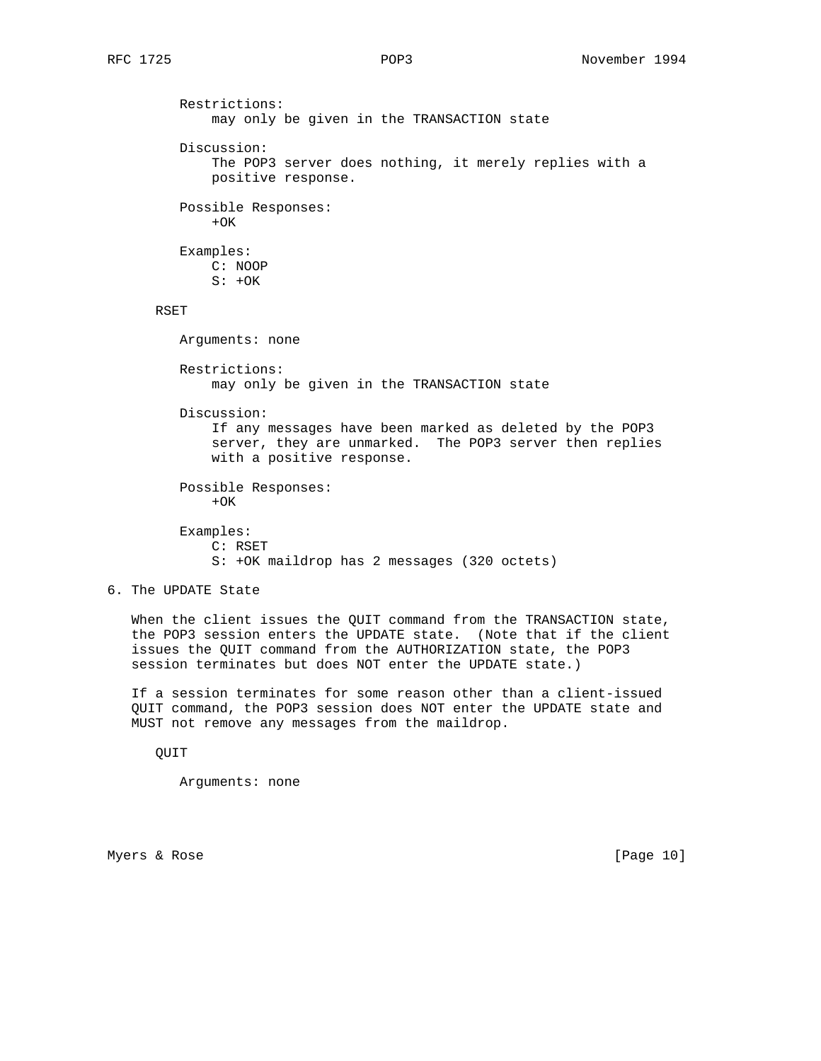Restrictions:
    may only be given in the TRANSACTION state

Discussion:
    The POP3 server does nothing, it merely replies with a
    positive response.

Possible Responses:
    +OK

Examples:

```
C: NOOP
S: +OK
```

RSET

Arguments: none

Restrictions:
    may only be given in the TRANSACTION state

Discussion:
    If any messages have been marked as deleted by the POP3
    server, they are unmarked.  The POP3 server then replies
    with a positive response.

Possible Responses:
    +OK

Examples:

```
C: RSET
S: +OK maildrop has 2 messages (320 octets)
```

## 6. The UPDATE State

When the client issues the QUIT command from the TRANSACTION state, the POP3 session enters the UPDATE state.  (Note that if the client issues the QUIT command from the AUTHORIZATION state, the POP3 session terminates but does NOT enter the UPDATE state.)

If a session terminates for some reason other than a client-issued QUIT command, the POP3 session does NOT enter the UPDATE state and MUST not remove any messages from the maildrop.

QUIT

Arguments: none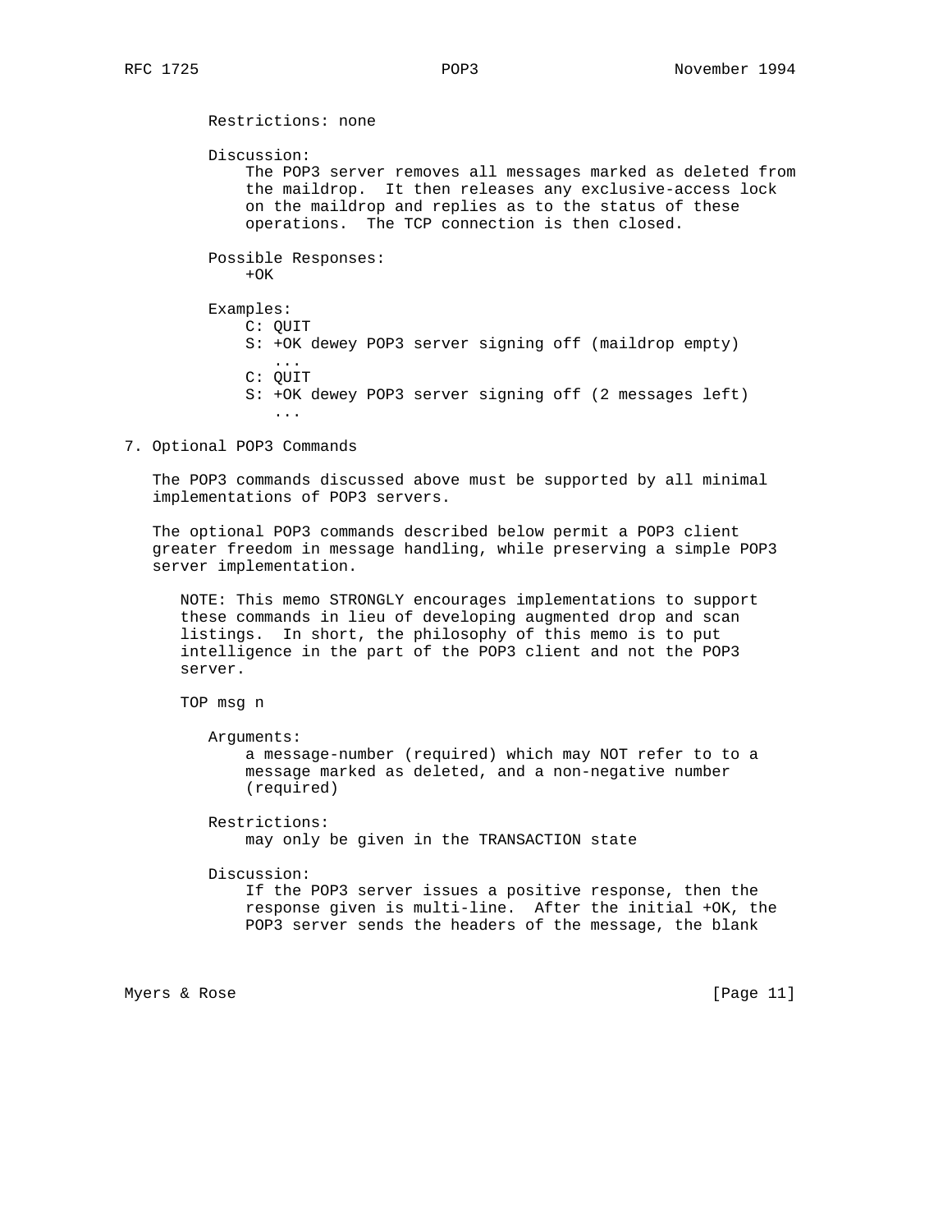Restrictions: none

Discussion:
The POP3 server removes all messages marked as deleted from the maildrop. It then releases any exclusive-access lock on the maildrop and replies as to the status of these operations. The TCP connection is then closed.

Possible Responses:
+OK

Examples:

```
C: QUIT
S: +OK dewey POP3 server signing off (maildrop empty)
   ...
C: QUIT
S: +OK dewey POP3 server signing off (2 messages left)
   ...
```

## 7. Optional POP3 Commands

The POP3 commands discussed above must be supported by all minimal implementations of POP3 servers.

The optional POP3 commands described below permit a POP3 client greater freedom in message handling, while preserving a simple POP3 server implementation.

NOTE: This memo STRONGLY encourages implementations to support these commands in lieu of developing augmented drop and scan listings. In short, the philosophy of this memo is to put intelligence in the part of the POP3 client and not the POP3 server.

TOP msg n

Arguments:
a message-number (required) which may NOT refer to to a message marked as deleted, and a non-negative number (required)

Restrictions:
may only be given in the TRANSACTION state

Discussion:
If the POP3 server issues a positive response, then the response given is multi-line. After the initial +OK, the POP3 server sends the headers of the message, the blank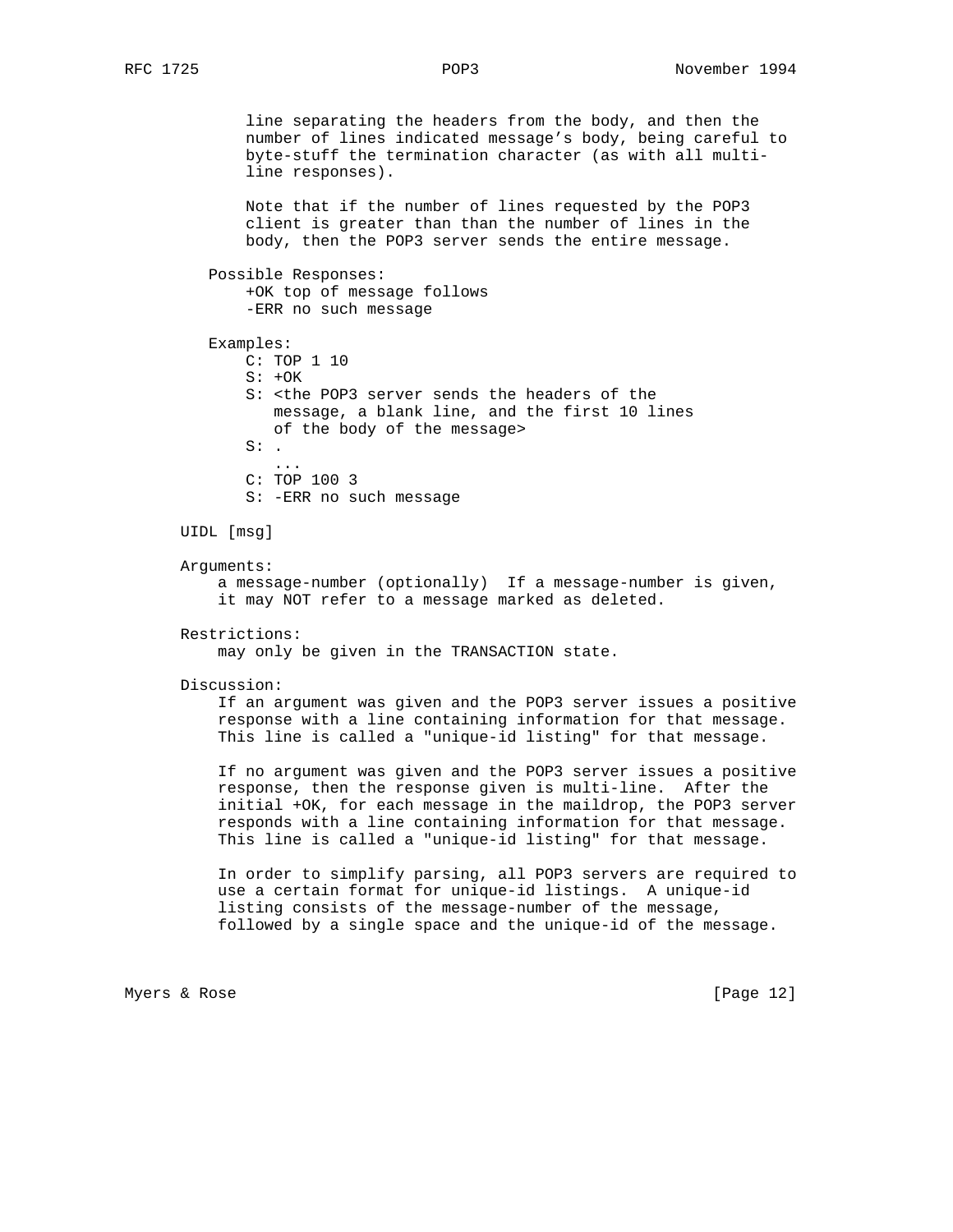line separating the headers from the body, and then the number of lines indicated message's body, being careful to byte-stuff the termination character (as with all multi-line responses).

Note that if the number of lines requested by the POP3 client is greater than than the number of lines in the body, then the POP3 server sends the entire message.

Possible Responses:

```
+OK top of message follows
-ERR no such message
```

Examples:

```
C: TOP 1 10
S: +OK
S: <the POP3 server sends the headers of the
   message, a blank line, and the first 10 lines
   of the body of the message>
S: .
   ...
C: TOP 100 3
S: -ERR no such message
```

UIDL [msg]

Arguments:
a message-number (optionally) If a message-number is given, it may NOT refer to a message marked as deleted.

Restrictions:
may only be given in the TRANSACTION state.

Discussion:
If an argument was given and the POP3 server issues a positive response with a line containing information for that message. This line is called a "unique-id listing" for that message.

If no argument was given and the POP3 server issues a positive response, then the response given is multi-line. After the initial +OK, for each message in the maildrop, the POP3 server responds with a line containing information for that message. This line is called a "unique-id listing" for that message.

In order to simplify parsing, all POP3 servers are required to use a certain format for unique-id listings. A unique-id listing consists of the message-number of the message, followed by a single space and the unique-id of the message.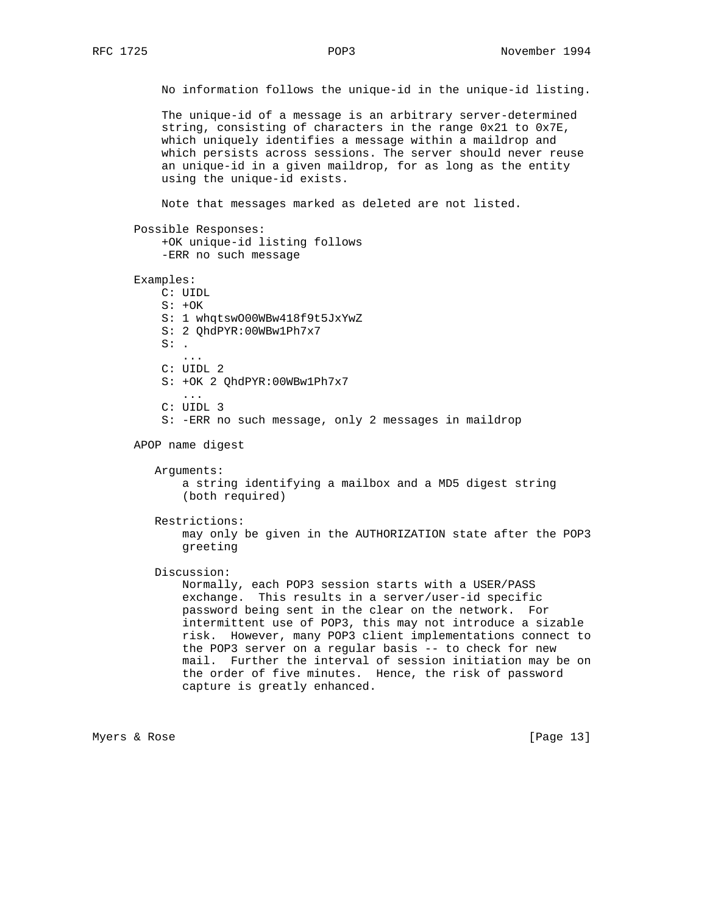No information follows the unique-id in the unique-id listing.

The unique-id of a message is an arbitrary server-determined string, consisting of characters in the range 0x21 to 0x7E, which uniquely identifies a message within a maildrop and which persists across sessions. The server should never reuse an unique-id in a given maildrop, for as long as the entity using the unique-id exists.

Note that messages marked as deleted are not listed.

Possible Responses:

```
+OK unique-id listing follows
-ERR no such message
```

Examples:

```
C: UIDL
S: +OK
S: 1 whqtswO00WBw418f9t5JxYwZ
S: 2 QhdPYR:00WBw1Ph7x7
S: .
   ...
C: UIDL 2
S: +OK 2 QhdPYR:00WBw1Ph7x7
   ...
C: UIDL 3
S: -ERR no such message, only 2 messages in maildrop
```

APOP name digest

Arguments:
a string identifying a mailbox and a MD5 digest string (both required)

Restrictions:
may only be given in the AUTHORIZATION state after the POP3 greeting

Discussion:
Normally, each POP3 session starts with a USER/PASS exchange. This results in a server/user-id specific password being sent in the clear on the network. For intermittent use of POP3, this may not introduce a sizable risk. However, many POP3 client implementations connect to the POP3 server on a regular basis -- to check for new mail. Further the interval of session initiation may be on the order of five minutes. Hence, the risk of password capture is greatly enhanced.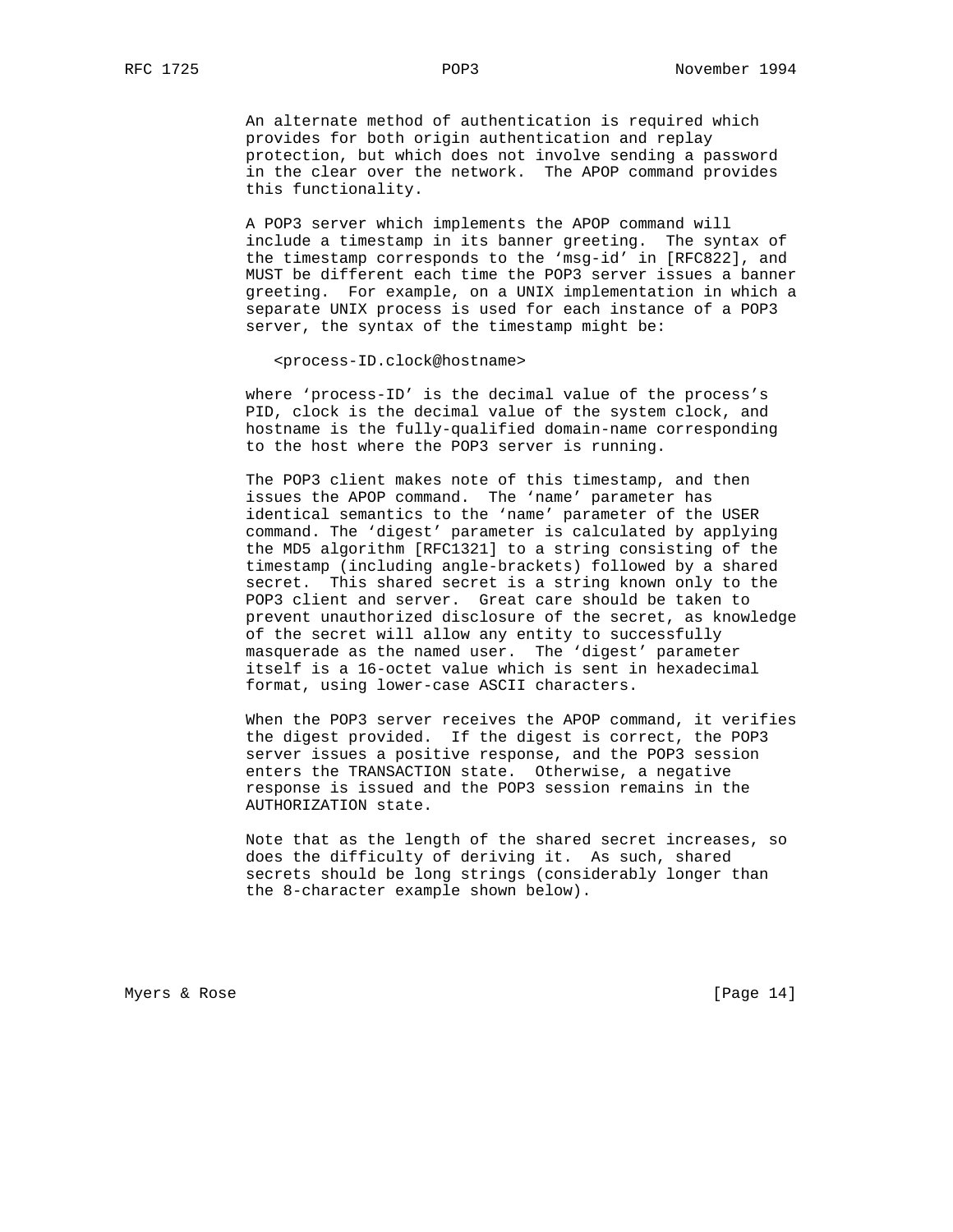An alternate method of authentication is required which provides for both origin authentication and replay protection, but which does not involve sending a password in the clear over the network. The APOP command provides this functionality.

A POP3 server which implements the APOP command will include a timestamp in its banner greeting. The syntax of the timestamp corresponds to the 'msg-id' in [RFC822], and MUST be different each time the POP3 server issues a banner greeting. For example, on a UNIX implementation in which a separate UNIX process is used for each instance of a POP3 server, the syntax of the timestamp might be:

```
<process-ID.clock@hostname>
```

where 'process-ID' is the decimal value of the process's PID, clock is the decimal value of the system clock, and hostname is the fully-qualified domain-name corresponding to the host where the POP3 server is running.

The POP3 client makes note of this timestamp, and then issues the APOP command. The 'name' parameter has identical semantics to the 'name' parameter of the USER command. The 'digest' parameter is calculated by applying the MD5 algorithm [RFC1321] to a string consisting of the timestamp (including angle-brackets) followed by a shared secret. This shared secret is a string known only to the POP3 client and server. Great care should be taken to prevent unauthorized disclosure of the secret, as knowledge of the secret will allow any entity to successfully masquerade as the named user. The 'digest' parameter itself is a 16-octet value which is sent in hexadecimal format, using lower-case ASCII characters.

When the POP3 server receives the APOP command, it verifies the digest provided. If the digest is correct, the POP3 server issues a positive response, and the POP3 session enters the TRANSACTION state. Otherwise, a negative response is issued and the POP3 session remains in the AUTHORIZATION state.

Note that as the length of the shared secret increases, so does the difficulty of deriving it. As such, shared secrets should be long strings (considerably longer than the 8-character example shown below).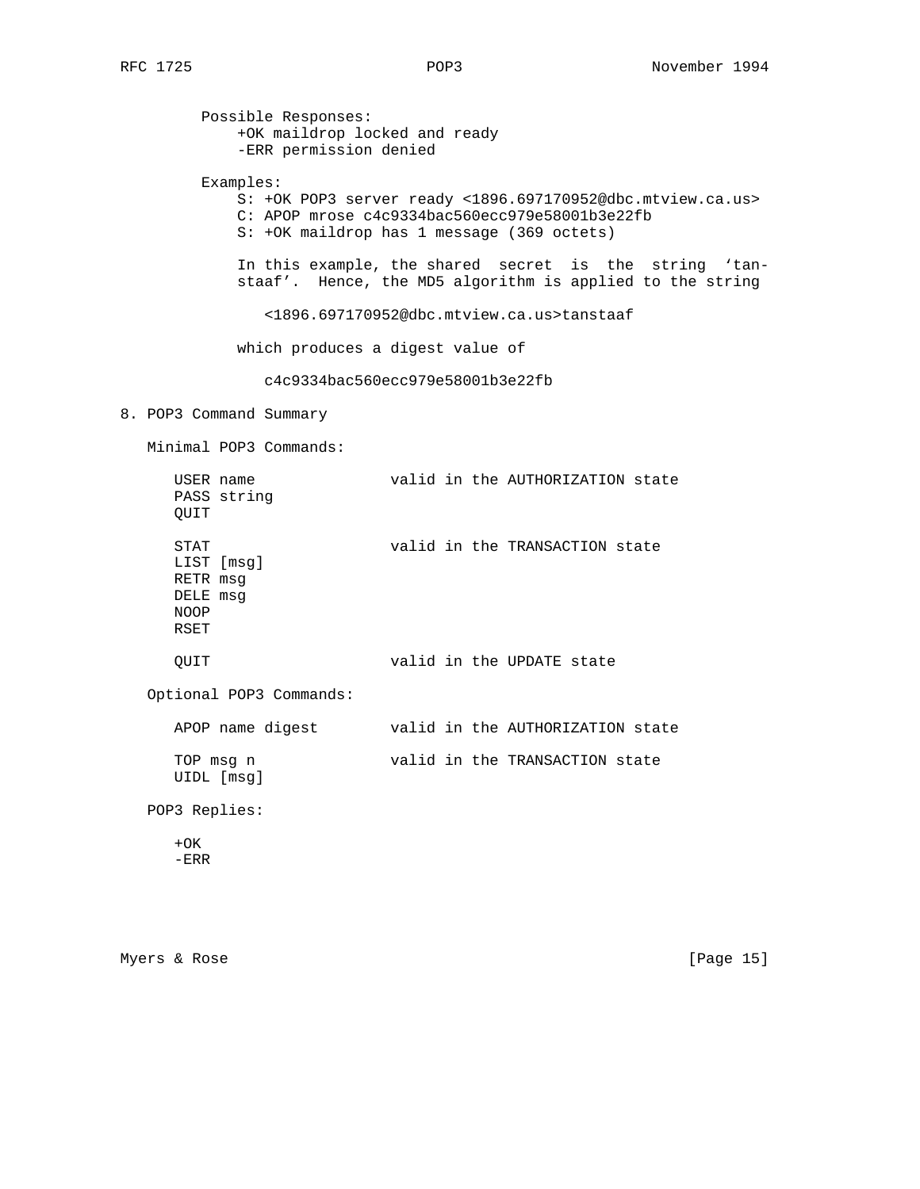Possible Responses:

    +OK maildrop locked and ready
    -ERR permission denied

Examples:

```
S: +OK POP3 server ready <1896.697170952@dbc.mtview.ca.us>
C: APOP mrose c4c9334bac560ecc979e58001b3e22fb
S: +OK maildrop has 1 message (369 octets)
```

In this example, the shared secret is the string 'tan-staaf'. Hence, the MD5 algorithm is applied to the string

    <1896.697170952@dbc.mtview.ca.us>tanstaaf

which produces a digest value of

    c4c9334bac560ecc979e58001b3e22fb

## 8. POP3 Command Summary

Minimal POP3 Commands:

```
USER name               valid in the AUTHORIZATION state
PASS string
QUIT

STAT                    valid in the TRANSACTION state
LIST [msg]
RETR msg
DELE msg
NOOP
RSET

QUIT                    valid in the UPDATE state
```

Optional POP3 Commands:

```
APOP name digest        valid in the AUTHORIZATION state

TOP msg n               valid in the TRANSACTION state
UIDL [msg]
```

POP3 Replies:

```
+OK
-ERR
```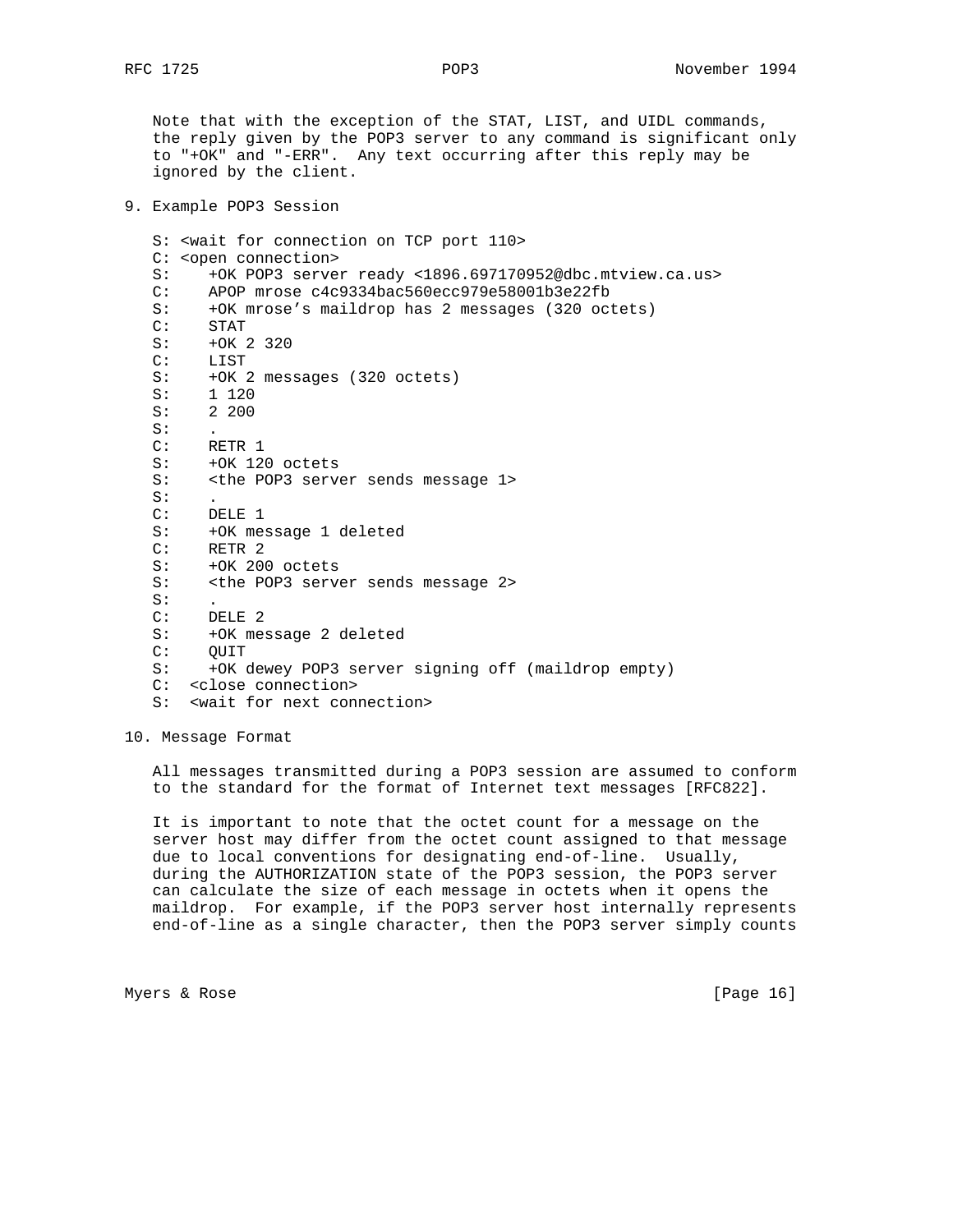Note that with the exception of the STAT, LIST, and UIDL commands, the reply given by the POP3 server to any command is significant only to "+OK" and "-ERR". Any text occurring after this reply may be ignored by the client.

## 9. Example POP3 Session

```
S: <wait for connection on TCP port 110>
C: <open connection>
S:    +OK POP3 server ready <1896.697170952@dbc.mtview.ca.us>
C:    APOP mrose c4c9334bac560ecc979e58001b3e22fb
S:    +OK mrose's maildrop has 2 messages (320 octets)
C:    STAT
S:    +OK 2 320
C:    LIST
S:    +OK 2 messages (320 octets)
S:    1 120
S:    2 200
S:    .
C:    RETR 1
S:    +OK 120 octets
S:    <the POP3 server sends message 1>
S:    .
C:    DELE 1
S:    +OK message 1 deleted
C:    RETR 2
S:    +OK 200 octets
S:    <the POP3 server sends message 2>
S:    .
C:    DELE 2
S:    +OK message 2 deleted
C:    QUIT
S:    +OK dewey POP3 server signing off (maildrop empty)
C:  <close connection>
S:  <wait for next connection>
```

## 10. Message Format

All messages transmitted during a POP3 session are assumed to conform to the standard for the format of Internet text messages [RFC822].

It is important to note that the octet count for a message on the server host may differ from the octet count assigned to that message due to local conventions for designating end-of-line. Usually, during the AUTHORIZATION state of the POP3 session, the POP3 server can calculate the size of each message in octets when it opens the maildrop. For example, if the POP3 server host internally represents end-of-line as a single character, then the POP3 server simply counts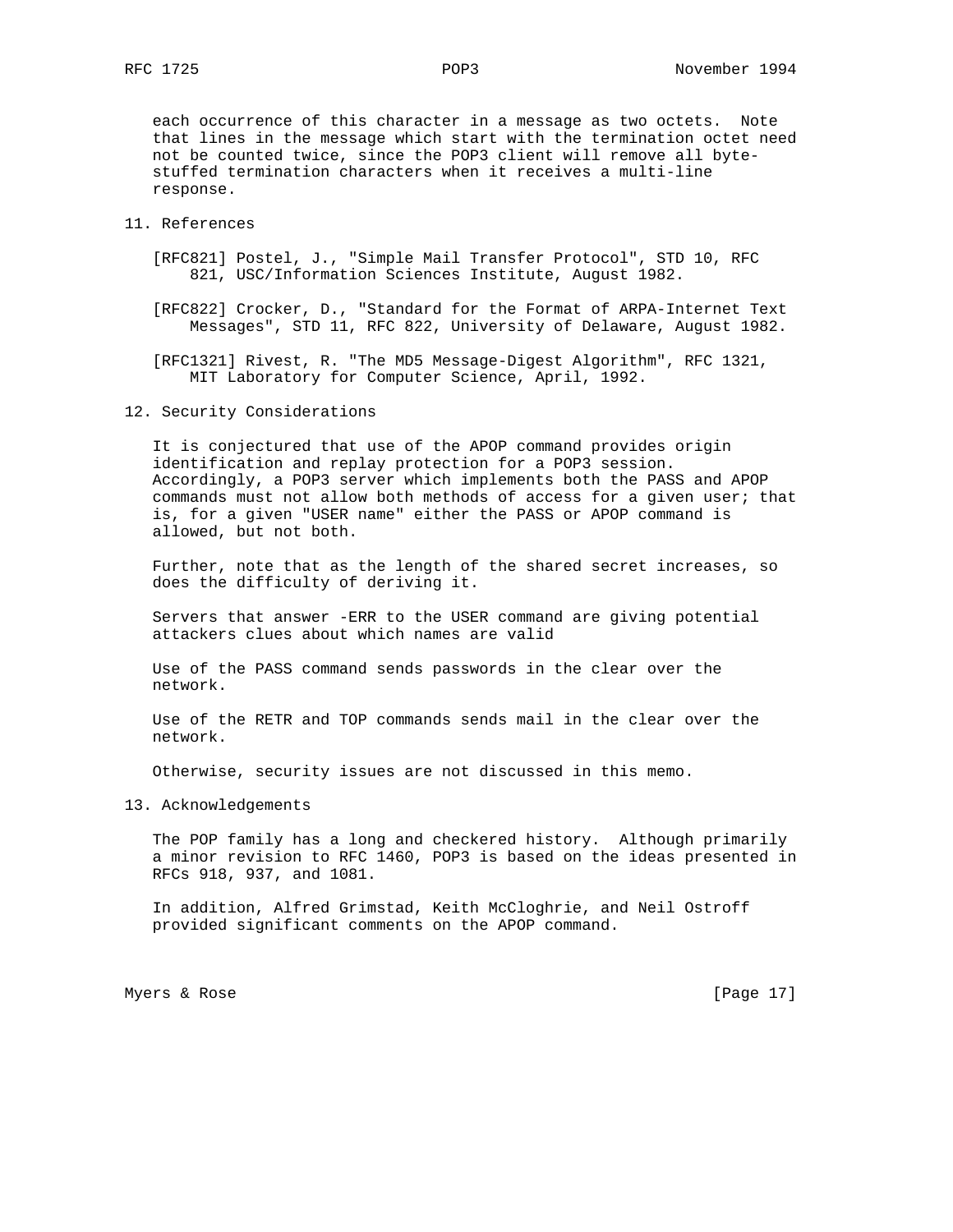each occurrence of this character in a message as two octets. Note that lines in the message which start with the termination octet need not be counted twice, since the POP3 client will remove all byte-stuffed termination characters when it receives a multi-line response.

## 11. References

[RFC821] Postel, J., "Simple Mail Transfer Protocol", STD 10, RFC 821, USC/Information Sciences Institute, August 1982.

[RFC822] Crocker, D., "Standard for the Format of ARPA-Internet Text Messages", STD 11, RFC 822, University of Delaware, August 1982.

[RFC1321] Rivest, R. "The MD5 Message-Digest Algorithm", RFC 1321, MIT Laboratory for Computer Science, April, 1992.

## 12. Security Considerations

It is conjectured that use of the APOP command provides origin identification and replay protection for a POP3 session. Accordingly, a POP3 server which implements both the PASS and APOP commands must not allow both methods of access for a given user; that is, for a given "USER name" either the PASS or APOP command is allowed, but not both.

Further, note that as the length of the shared secret increases, so does the difficulty of deriving it.

Servers that answer -ERR to the USER command are giving potential attackers clues about which names are valid

Use of the PASS command sends passwords in the clear over the network.

Use of the RETR and TOP commands sends mail in the clear over the network.

Otherwise, security issues are not discussed in this memo.

## 13. Acknowledgements

The POP family has a long and checkered history. Although primarily a minor revision to RFC 1460, POP3 is based on the ideas presented in RFCs 918, 937, and 1081.

In addition, Alfred Grimstad, Keith McCloghrie, and Neil Ostroff provided significant comments on the APOP command.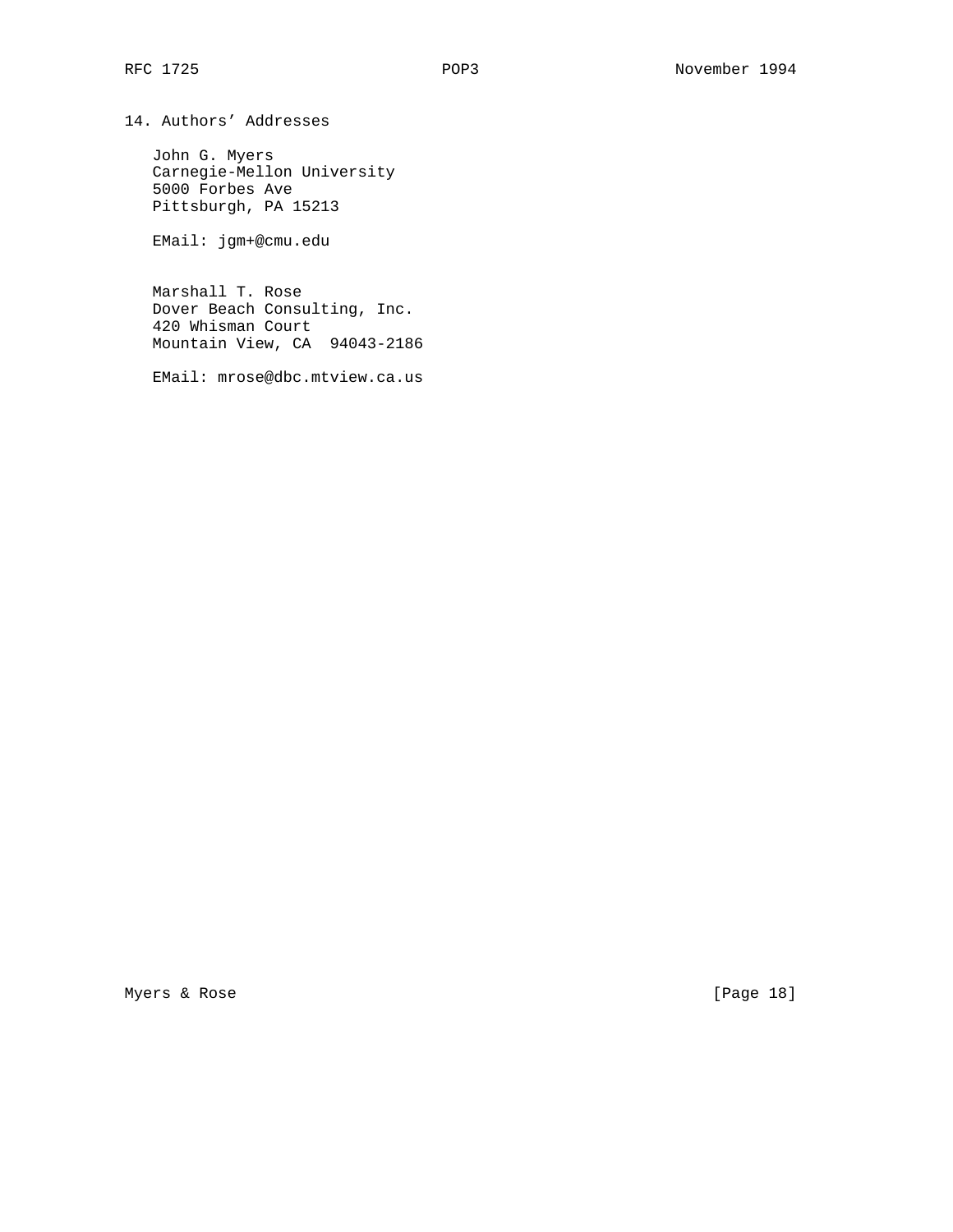## 14. Authors' Addresses

John G. Myers
Carnegie-Mellon University
5000 Forbes Ave
Pittsburgh, PA 15213

EMail: jgm+@cmu.edu

Marshall T. Rose
Dover Beach Consulting, Inc.
420 Whisman Court
Mountain View, CA  94043-2186

EMail: mrose@dbc.mtview.ca.us